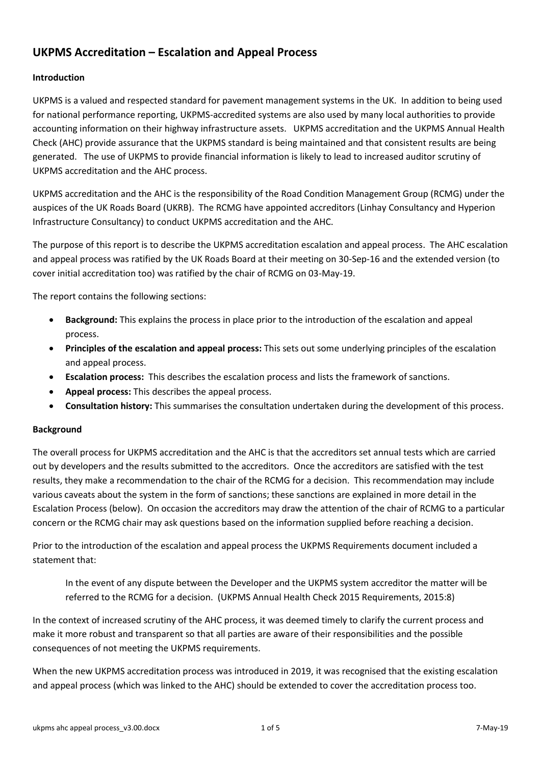# UKPMS Accreditation – Escalation and Appeal Process

## Introduction

UKPMS is a valued and respected standard for pavement management systems in the UK. In addition to being used for national performance reporting, UKPMS-accredited systems are also used by many local authorities to provide accounting information on their highway infrastructure assets. UKPMS accreditation and the UKPMS Annual Health Check (AHC) provide assurance that the UKPMS standard is being maintained and that consistent results are being generated. The use of UKPMS to provide financial information is likely to lead to increased auditor scrutiny of UKPMS accreditation and the AHC process.

UKPMS accreditation and the AHC is the responsibility of the Road Condition Management Group (RCMG) under the auspices of the UK Roads Board (UKRB). The RCMG have appointed accreditors (Linhay Consultancy and Hyperion Infrastructure Consultancy) to conduct UKPMS accreditation and the AHC.

The purpose of this report is to describe the UKPMS accreditation escalation and appeal process. The AHC escalation and appeal process was ratified by the UK Roads Board at their meeting on 30-Sep-16 and the extended version (to cover initial accreditation too) was ratified by the chair of RCMG on 03-May-19.

The report contains the following sections:

- **Background:** This explains the process in place prior to the introduction of the escalation and appeal process.
- **Principles of the escalation and appeal process:** This sets out some underlying principles of the escalation and appeal process.
- **Escalation process:** This describes the escalation process and lists the framework of sanctions.
- **Appeal process:** This describes the appeal process.
- **Consultation history:** This summarises the consultation undertaken during the development of this process.

## Background

The overall process for UKPMS accreditation and the AHC is that the accreditors set annual tests which are carried out by developers and the results submitted to the accreditors. Once the accreditors are satisfied with the test results, they make a recommendation to the chair of the RCMG for a decision. This recommendation may include various caveats about the system in the form of sanctions; these sanctions are explained in more detail in the Escalation Process (below). On occasion the accreditors may draw the attention of the chair of RCMG to a particular concern or the RCMG chair may ask questions based on the information supplied before reaching a decision.

Prior to the introduction of the escalation and appeal process the UKPMS Requirements document included a statement that:

> In the event of any dispute between the Developer and the UKPMS system accreditor the matter will be referred to the RCMG for a decision. (UKPMS Annual Health Check 2015 Requirements, 2015:8)

In the context of increased scrutiny of the AHC process, it was deemed timely to clarify the current process and make it more robust and transparent so that all parties are aware of their responsibilities and the possible consequences of not meeting the UKPMS requirements.

When the new UKPMS accreditation process was introduced in 2019, it was recognised that the existing escalation and appeal process (which was linked to the AHC) should be extended to cover the accreditation process too.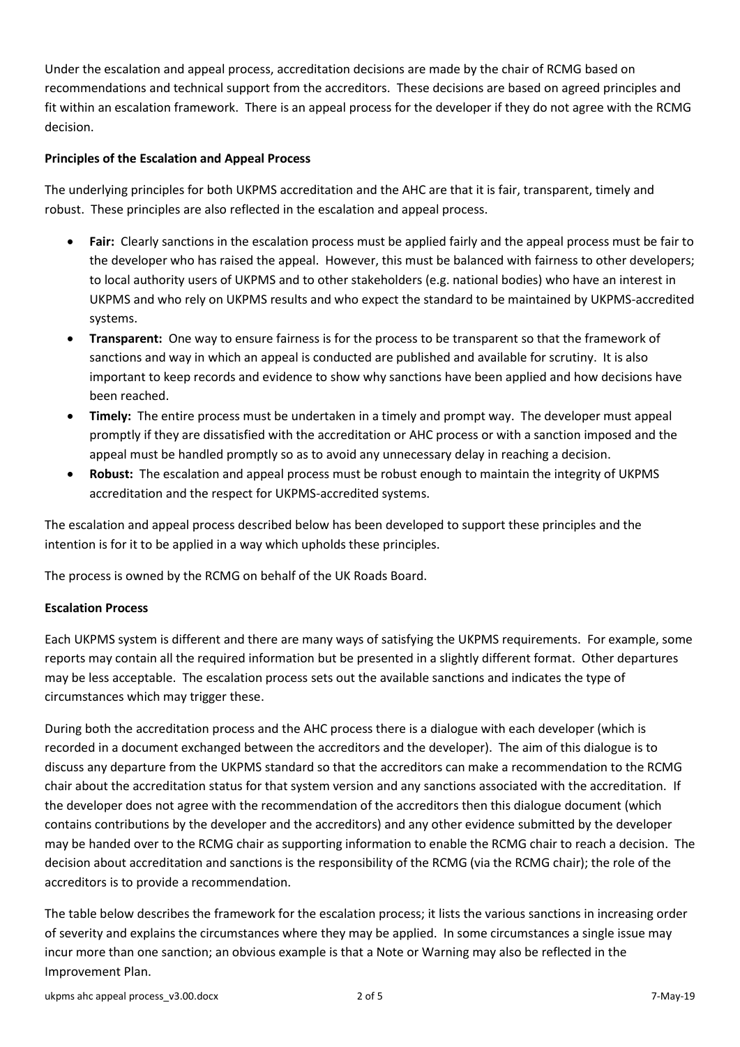Under the escalation and appeal process, accreditation decisions are made by the chair of RCMG based on recommendations and technical support from the accreditors. These decisions are based on agreed principles and fit within an escalation framework. There is an appeal process for the developer if they do not agree with the RCMG decision.

**Principles of the Escalation and Appeal Process**

The underlying principles for both UKPMS accreditation and the AHC are that it is fair, transparent, timely and robust. These principles are also reflected in the escalation and appeal process.

- **Fair:** Clearly sanctions in the escalation process must be applied fairly and the appeal process must be fair to the developer who has raised the appeal. However, this must be balanced with fairness to other developers; to local authority users of UKPMS and to other stakeholders (e.g. national bodies) who have an interest in UKPMS and who rely on UKPMS results and who expect the standard to be maintained by UKPMS-accredited systems.
- **Transparent:** One way to ensure fairness is for the process to be transparent so that the framework of sanctions and way in which an appeal is conducted are published and available for scrutiny. It is also important to keep records and evidence to show why sanctions have been applied and how decisions have been reached.
- **Timely:** The entire process must be undertaken in a timely and prompt way. The developer must appeal promptly if they are dissatisfied with the accreditation or AHC process or with a sanction imposed and the appeal must be handled promptly so as to avoid any unnecessary delay in reaching a decision.
- **Robust:** The escalation and appeal process must be robust enough to maintain the integrity of UKPMS accreditation and the respect for UKPMS-accredited systems.

The escalation and appeal process described below has been developed to support these principles and the intention is for it to be applied in a way which upholds these principles.

The process is owned by the RCMG on behalf of the UK Roads Board.

**Escalation Process**

Each UKPMS system is different and there are many ways of satisfying the UKPMS requirements. For example, some reports may contain all the required information but be presented in a slightly different format. Other departures may be less acceptable. The escalation process sets out the available sanctions and indicates the type of circumstances which may trigger these.

During both the accreditation process and the AHC process there is a dialogue with each developer (which is recorded in a document exchanged between the accreditors and the developer). The aim of this dialogue is to discuss any departure from the UKPMS standard so that the accreditors can make a recommendation to the RCMG chair about the accreditation status for that system version and any sanctions associated with the accreditation. If the developer does not agree with the recommendation of the accreditors then this dialogue document (which contains contributions by the developer and the accreditors) and any other evidence submitted by the developer may be handed over to the RCMG chair as supporting information to enable the RCMG chair to reach a decision. The decision about accreditation and sanctions is the responsibility of the RCMG (via the RCMG chair); the role of the accreditors is to provide a recommendation.

The table below describes the framework for the escalation process; it lists the various sanctions in increasing order of severity and explains the circumstances where they may be applied. In some circumstances a single issue may incur more than one sanction; an obvious example is that a Note or Warning may also be reflected in the Improvement Plan.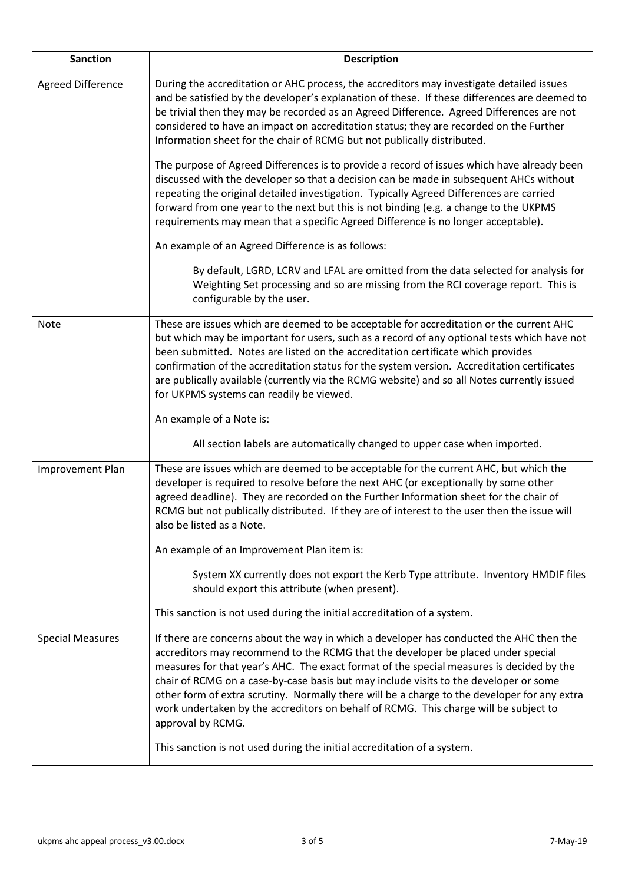| Sanction | Description |
|---|---|
| Agreed Difference | During the accreditation or AHC process, the accreditors may investigate detailed issues and be satisfied by the developer's explanation of these. If these differences are deemed to be trivial then they may be recorded as an Agreed Difference. Agreed Differences are not considered to have an impact on accreditation status; they are recorded on the Further Information sheet for the chair of RCMG but not publically distributed.<br><br>The purpose of Agreed Differences is to provide a record of issues which have already been discussed with the developer so that a decision can be made in subsequent AHCs without repeating the original detailed investigation. Typically Agreed Differences are carried forward from one year to the next but this is not binding (e.g. a change to the UKPMS requirements may mean that a specific Agreed Difference is no longer acceptable).<br><br>An example of an Agreed Difference is as follows:<br><br>By default, LGRD, LCRV and LFAL are omitted from the data selected for analysis for Weighting Set processing and so are missing from the RCI coverage report. This is configurable by the user. |
| Note | These are issues which are deemed to be acceptable for accreditation or the current AHC but which may be important for users, such as a record of any optional tests which have not been submitted. Notes are listed on the accreditation certificate which provides confirmation of the accreditation status for the system version. Accreditation certificates are publically available (currently via the RCMG website) and so all Notes currently issued for UKPMS systems can readily be viewed.<br><br>An example of a Note is:<br><br>All section labels are automatically changed to upper case when imported. |
| Improvement Plan | These are issues which are deemed to be acceptable for the current AHC, but which the developer is required to resolve before the next AHC (or exceptionally by some other agreed deadline). They are recorded on the Further Information sheet for the chair of RCMG but not publically distributed. If they are of interest to the user then the issue will also be listed as a Note.<br><br>An example of an Improvement Plan item is:<br><br>System XX currently does not export the Kerb Type attribute. Inventory HMDIF files should export this attribute (when present).<br><br>This sanction is not used during the initial accreditation of a system. |
| Special Measures | If there are concerns about the way in which a developer has conducted the AHC then the accreditors may recommend to the RCMG that the developer be placed under special measures for that year's AHC. The exact format of the special measures is decided by the chair of RCMG on a case-by-case basis but may include visits to the developer or some other form of extra scrutiny. Normally there will be a charge to the developer for any extra work undertaken by the accreditors on behalf of RCMG. This charge will be subject to approval by RCMG.<br><br>This sanction is not used during the initial accreditation of a system. |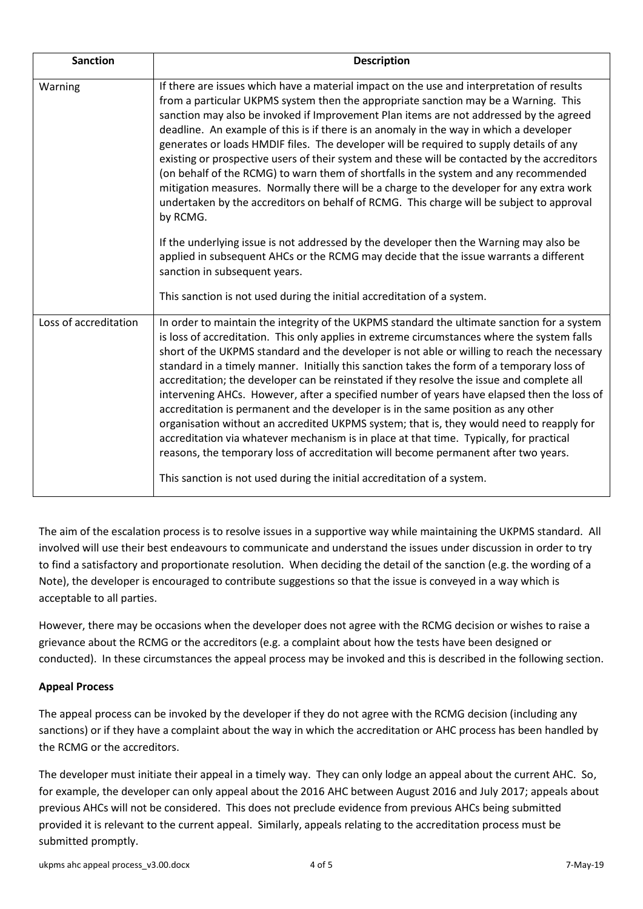| Sanction | Description |
| --- | --- |
| Warning | If there are issues which have a material impact on the use and interpretation of results from a particular UKPMS system then the appropriate sanction may be a Warning. This sanction may also be invoked if Improvement Plan items are not addressed by the agreed deadline. An example of this is if there is an anomaly in the way in which a developer generates or loads HMDIF files. The developer will be required to supply details of any existing or prospective users of their system and these will be contacted by the accreditors (on behalf of the RCMG) to warn them of shortfalls in the system and any recommended mitigation measures. Normally there will be a charge to the developer for any extra work undertaken by the accreditors on behalf of RCMG. This charge will be subject to approval by RCMG.<br><br>If the underlying issue is not addressed by the developer then the Warning may also be applied in subsequent AHCs or the RCMG may decide that the issue warrants a different sanction in subsequent years.<br><br>This sanction is not used during the initial accreditation of a system. |
| Loss of accreditation | In order to maintain the integrity of the UKPMS standard the ultimate sanction for a system is loss of accreditation. This only applies in extreme circumstances where the system falls short of the UKPMS standard and the developer is not able or willing to reach the necessary standard in a timely manner. Initially this sanction takes the form of a temporary loss of accreditation; the developer can be reinstated if they resolve the issue and complete all intervening AHCs. However, after a specified number of years have elapsed then the loss of accreditation is permanent and the developer is in the same position as any other organisation without an accredited UKPMS system; that is, they would need to reapply for accreditation via whatever mechanism is in place at that time. Typically, for practical reasons, the temporary loss of accreditation will become permanent after two years.<br><br>This sanction is not used during the initial accreditation of a system. |

The aim of the escalation process is to resolve issues in a supportive way while maintaining the UKPMS standard. All involved will use their best endeavours to communicate and understand the issues under discussion in order to try to find a satisfactory and proportionate resolution. When deciding the detail of the sanction (e.g. the wording of a Note), the developer is encouraged to contribute suggestions so that the issue is conveyed in a way which is acceptable to all parties.

However, there may be occasions when the developer does not agree with the RCMG decision or wishes to raise a grievance about the RCMG or the accreditors (e.g. a complaint about how the tests have been designed or conducted). In these circumstances the appeal process may be invoked and this is described in the following section.

**Appeal Process**

The appeal process can be invoked by the developer if they do not agree with the RCMG decision (including any sanctions) or if they have a complaint about the way in which the accreditation or AHC process has been handled by the RCMG or the accreditors.

The developer must initiate their appeal in a timely way. They can only lodge an appeal about the current AHC. So, for example, the developer can only appeal about the 2016 AHC between August 2016 and July 2017; appeals about previous AHCs will not be considered. This does not preclude evidence from previous AHCs being submitted provided it is relevant to the current appeal. Similarly, appeals relating to the accreditation process must be submitted promptly.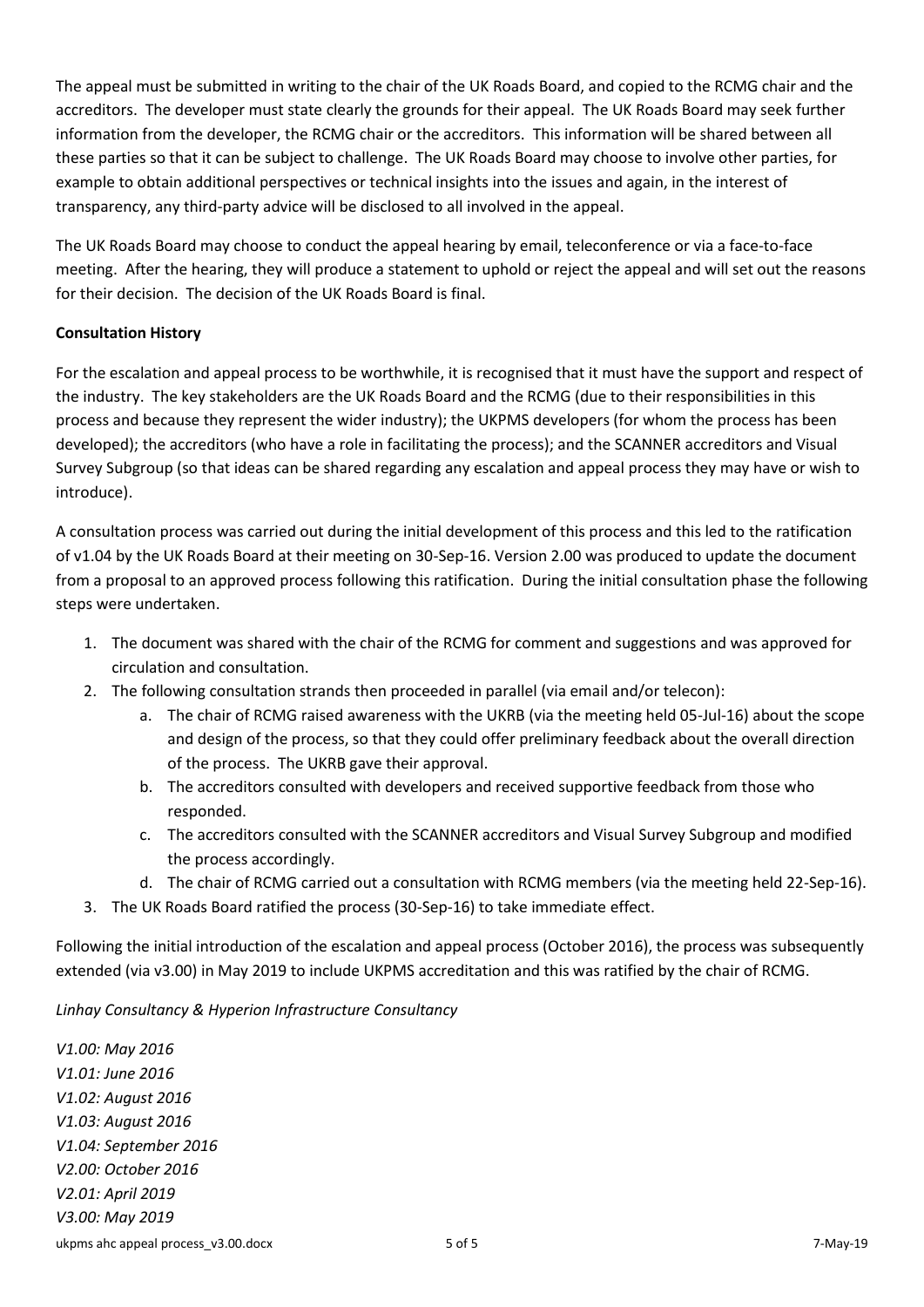The appeal must be submitted in writing to the chair of the UK Roads Board, and copied to the RCMG chair and the accreditors. The developer must state clearly the grounds for their appeal. The UK Roads Board may seek further information from the developer, the RCMG chair or the accreditors. This information will be shared between all these parties so that it can be subject to challenge. The UK Roads Board may choose to involve other parties, for example to obtain additional perspectives or technical insights into the issues and again, in the interest of transparency, any third-party advice will be disclosed to all involved in the appeal.

The UK Roads Board may choose to conduct the appeal hearing by email, teleconference or via a face-to-face meeting. After the hearing, they will produce a statement to uphold or reject the appeal and will set out the reasons for their decision. The decision of the UK Roads Board is final.

**Consultation History**

For the escalation and appeal process to be worthwhile, it is recognised that it must have the support and respect of the industry. The key stakeholders are the UK Roads Board and the RCMG (due to their responsibilities in this process and because they represent the wider industry); the UKPMS developers (for whom the process has been developed); the accreditors (who have a role in facilitating the process); and the SCANNER accreditors and Visual Survey Subgroup (so that ideas can be shared regarding any escalation and appeal process they may have or wish to introduce).

A consultation process was carried out during the initial development of this process and this led to the ratification of v1.04 by the UK Roads Board at their meeting on 30-Sep-16. Version 2.00 was produced to update the document from a proposal to an approved process following this ratification. During the initial consultation phase the following steps were undertaken.

1. The document was shared with the chair of the RCMG for comment and suggestions and was approved for circulation and consultation.
2. The following consultation strands then proceeded in parallel (via email and/or telecon):
    a. The chair of RCMG raised awareness with the UKRB (via the meeting held 05-Jul-16) about the scope and design of the process, so that they could offer preliminary feedback about the overall direction of the process. The UKRB gave their approval.
    b. The accreditors consulted with developers and received supportive feedback from those who responded.
    c. The accreditors consulted with the SCANNER accreditors and Visual Survey Subgroup and modified the process accordingly.
    d. The chair of RCMG carried out a consultation with RCMG members (via the meeting held 22-Sep-16).
3. The UK Roads Board ratified the process (30-Sep-16) to take immediate effect.

Following the initial introduction of the escalation and appeal process (October 2016), the process was subsequently extended (via v3.00) in May 2019 to include UKPMS accreditation and this was ratified by the chair of RCMG.

*Linhay Consultancy & Hyperion Infrastructure Consultancy*

*V1.00: May 2016*
*V1.01: June 2016*
*V1.02: August 2016*
*V1.03: August 2016*
*V1.04: September 2016*
*V2.00: October 2016*
*V2.01: April 2019*
*V3.00: May 2019*